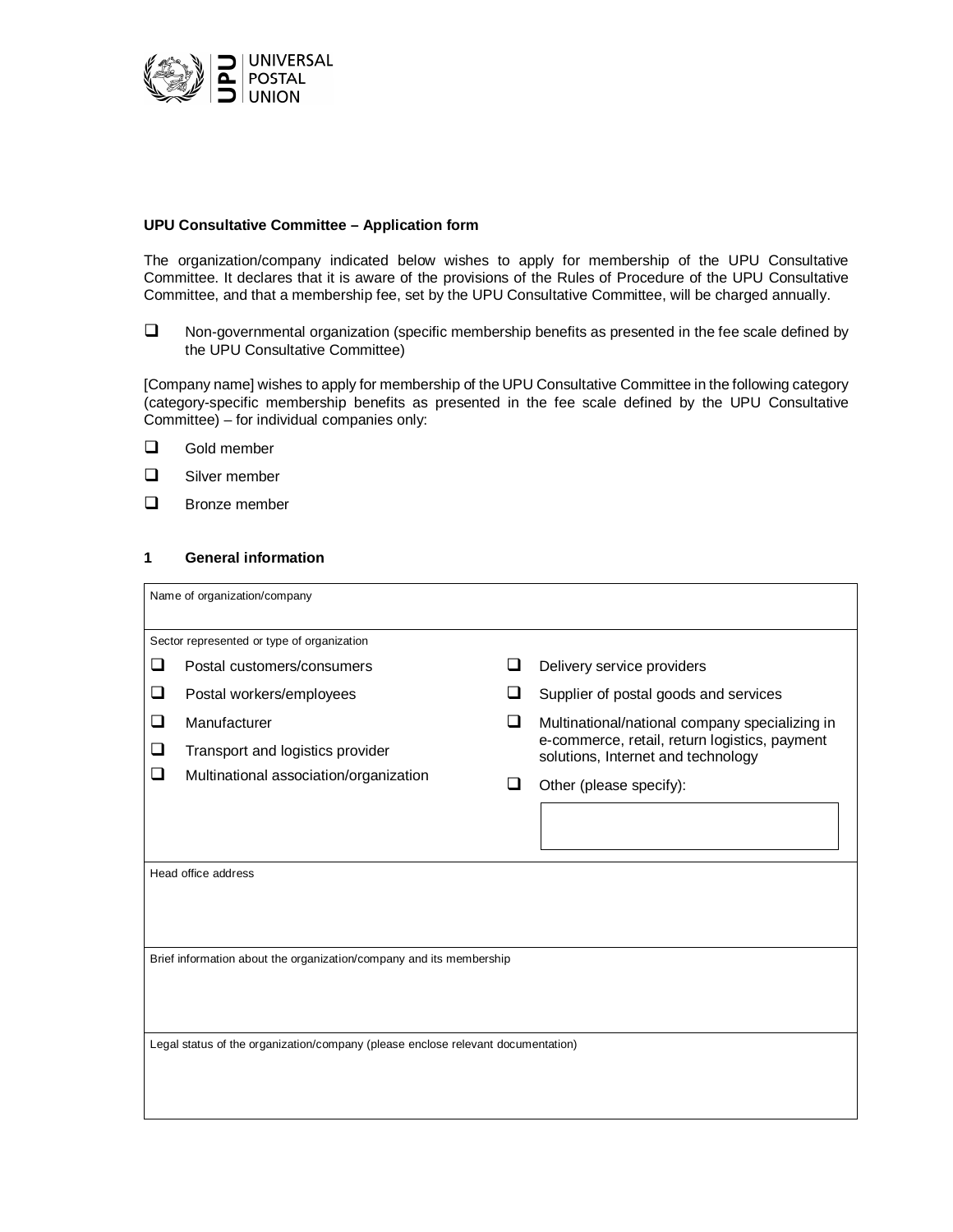**UPU Consultative Committee – Application form**

The organization/company indicated below wishes to apply for membership of the UPU Consultative Committee. It declares that it is aware of the provisions of the Rules of Procedure of the UPU Consultative Committee, and that a membership fee, set by the UPU Consultative Committee, will be charged annually.

- ☐ Non-governmental organization (specific membership benefits as presented in the fee scale defined by the UPU Consultative Committee)

[Company name] wishes to apply for membership of the UPU Consultative Committee in the following category (category-specific membership benefits as presented in the fee scale defined by the UPU Consultative Committee) – for individual companies only:

- ☐ Gold member
- ☐ Silver member
- ☐ Bronze member

## 1 General information

| Name of organization/company | |
|---|---|
| | |
| **Sector represented or type of organization** | |
| ☐ Postal customers/consumers | ☐ Delivery service providers |
| ☐ Postal workers/employees | ☐ Supplier of postal goods and services |
| ☐ Manufacturer | ☐ Multinational/national company specializing in e-commerce, retail, return logistics, payment solutions, Internet and technology |
| ☐ Transport and logistics provider | |
| ☐ Multinational association/organization | ☐ Other (please specify): |
| **Head office address** | |
| | |
| **Brief information about the organization/company and its membership** | |
| | |
| **Legal status of the organization/company (please enclose relevant documentation)** | |
| | |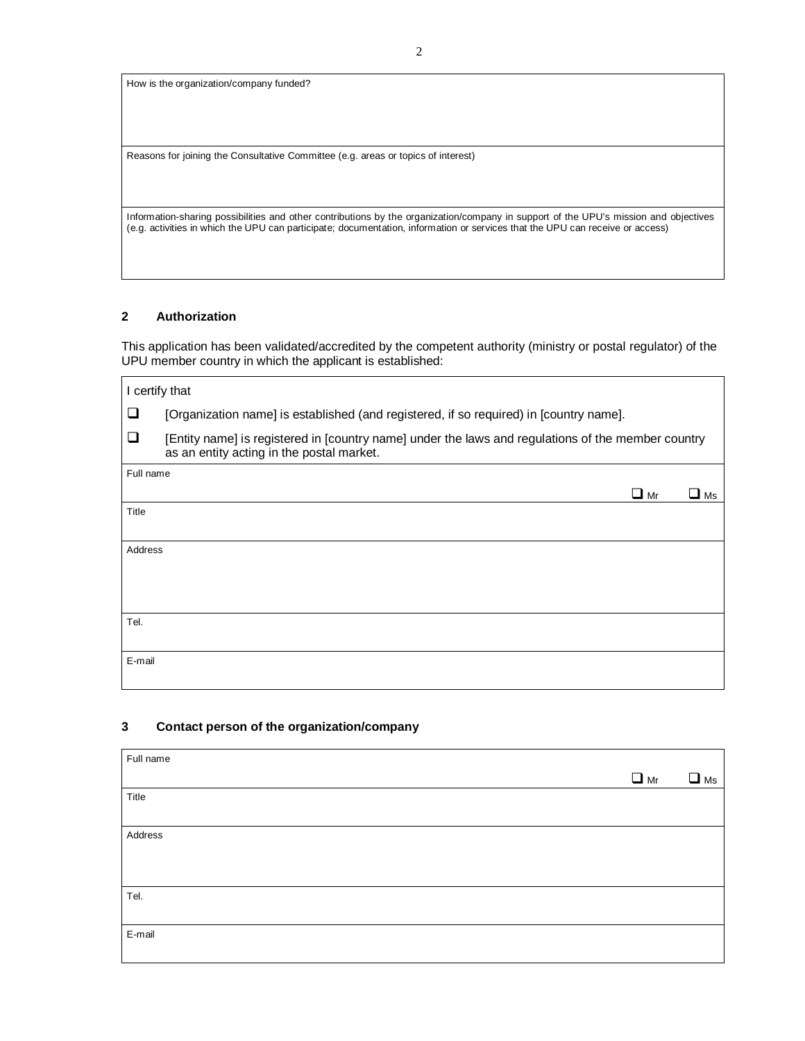| How is the organization/company funded? |
|---|
| |
| Reasons for joining the Consultative Committee (e.g. areas or topics of interest) |
| |
| Information-sharing possibilities and other contributions by the organization/company in support of the UPU's mission and objectives (e.g. activities in which the UPU can participate; documentation, information or services that the UPU can receive or access) |
| |

## 2 Authorization

This application has been validated/accredited by the competent authority (ministry or postal regulator) of the UPU member country in which the applicant is established:

I certify that

- ❑ [Organization name] is established (and registered, if so required) in [country name].
- ❑ [Entity name] is registered in [country name] under the laws and regulations of the member country as an entity acting in the postal market.

| Full name | ❑ Mr | ❑ Ms |
|---|---|---|
| Title | | |
| Address | | |
| Tel. | | |
| E-mail | | |

## 3 Contact person of the organization/company

| Full name | ❑ Mr | ❑ Ms |
|---|---|---|
| Title | | |
| Address | | |
| Tel. | | |
| E-mail | | |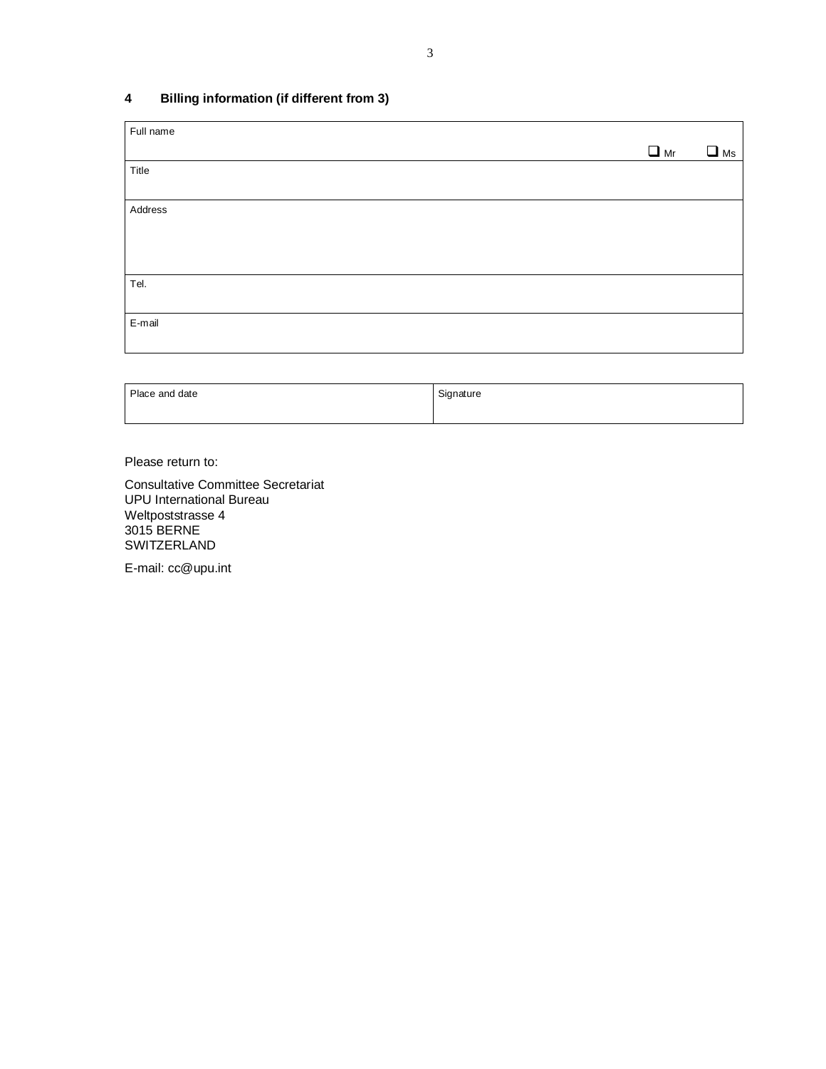## 4 Billing information (if different from 3)

| | |
|---|---|
| Full name | ❑ Mr ❑ Ms |
| Title | |
| Address | |
| Tel. | |
| E-mail | |

| | |
|---|---|
| Place and date | Signature |

Please return to:

Consultative Committee Secretariat
UPU International Bureau
Weltpoststrasse 4
3015 BERNE
SWITZERLAND

E-mail: cc@upu.int